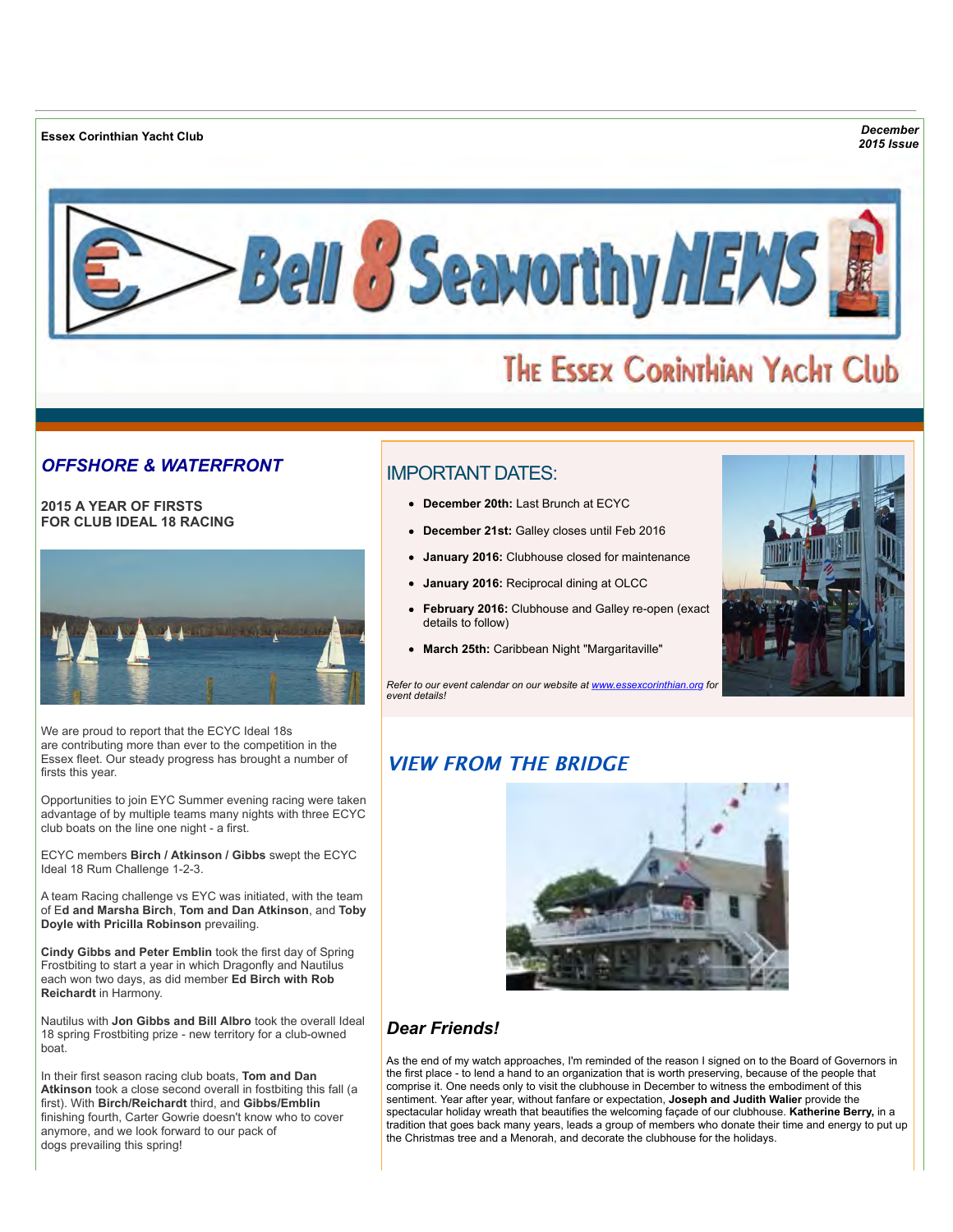**Essex Corinthian Yacht Club**

*December 2015 Issue*

# Bell 8 Seaworthy NEWS

## The Essex Corinthian Yacht Club

## *OFFSHORE & WATERFRONT*

### 2015 A YEAR OF FIRSTS FOR CLUB IDEAL 18 RACING

We are proud to report that the ECYC Ideal 18s are contributing more than ever to the competition in the Essex fleet. Our steady progress has brought a number of firsts this year.

Opportunities to join EYC Summer evening racing were taken advantage of by multiple teams many nights with three ECYC club boats on the line one night - a first.

ECYC members **Birch / Atkinson / Gibbs** swept the ECYC Ideal 18 Rum Challenge 1-2-3.

A team Racing challenge vs EYC was initiated, with the team of E**d and Marsha Birch**, **Tom and Dan Atkinson**, and **Toby Doyle with Pricilla Robinson** prevailing.

**Cindy Gibbs and Peter Emblin** took the first day of Spring Frostbiting to start a year in which Dragonfly and Nautilus each won two days, as did member **Ed Birch with Rob Reichardt** in Harmony.

Nautilus with **Jon Gibbs and Bill Albro** took the overall Ideal 18 spring Frostbiting prize - new territory for a club-owned boat.

In their first season racing club boats, **Tom and Dan Atkinson** took a close second overall in fostbiting this fall (a first). With **Birch/Reichardt** third, and **Gibbs/Emblin** finishing fourth, Carter Gowrie doesn't know who to cover anymore, and we look forward to our pack of dogs prevailing this spring!

## IMPORTANT DATES:

- **December 20th:** Last Brunch at ECYC
- **December 21st:** Galley closes until Feb 2016
- **January 2016:** Clubhouse closed for maintenance
- **January 2016:** Reciprocal dining at OLCC
- **February 2016:** Clubhouse and Galley re-open (exact details to follow)
- **March 25th:** Caribbean Night "Margaritaville"

*Refer to our event calendar on our website at www.essexcorinthian.org for event details!*

## *VIEW FROM THE BRIDGE*

### *Dear Friends!*

As the end of my watch approaches, I'm reminded of the reason I signed on to the Board of Governors in the first place - to lend a hand to an organization that is worth preserving, because of the people that comprise it. One needs only to visit the clubhouse in December to witness the embodiment of this sentiment. Year after year, without fanfare or expectation, **Joseph and Judith Walier** provide the spectacular holiday wreath that beautifies the welcoming façade of our clubhouse. **Katherine Berry,** in a tradition that goes back many years, leads a group of members who donate their time and energy to put up the Christmas tree and a Menorah, and decorate the clubhouse for the holidays.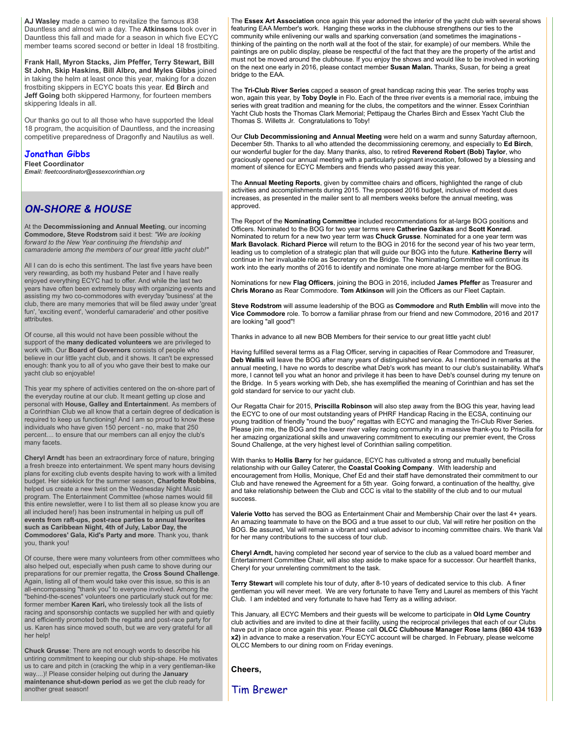**AJ Wasley** made a cameo to revitalize the famous #38 Dauntless and almost win a day. The **Atkinsons** took over in Dauntless this fall and made for a season in which five ECYC member teams scored second or better in Ideal 18 frostbiting.

**Frank Hall, Myron Stacks, Jim Pfeffer, Terry Stewart, Bill St John, Skip Haskins, Bill Albro, and Myles Gibbs** joined in taking the helm at least once this year, making for a dozen frostbiting skippers in ECYC boats this year. **Ed Birch** and **Jeff Going** both skippered Harmony, for fourteen members skippering Ideals in all.

Our thanks go out to all those who have supported the Ideal 18 program, the acquisition of Dauntless, and the increasing competitive preparedness of Dragonfly and Nautilus as well.

**Jonathan Gibbs**
**Fleet Coordinator**
*Email: fleetcoordinator@essexcorinthian.org*

## *ON-SHORE & HOUSE*

At the **Decommissioning and Annual Meeting**, our incoming **Commodore, Steve Rodstrom** said it best: *"We are looking forward to the New Year continuing the friendship and camaraderie among the members of our great little yacht club!"*

All I can do is echo this sentiment. The last five years have been very rewarding, as both my husband Peter and I have really enjoyed everything ECYC had to offer. And while the last two years have often been extremely busy with organizing events and assisting my two co-commodores with everyday 'business' at the club, there are many memories that will be filed away under 'great fun', 'exciting event', 'wonderful camaraderie' and other positive attributes.

Of course, all this would not have been possible without the support of the **many dedicated volunteers** we are privileged to work with. Our **Board of Governors** consists of people who believe in our little yacht club, and it shows. It can't be expressed enough: thank you to all of you who gave their best to make our yacht club so enjoyable!

This year my sphere of activities centered on the on-shore part of the everyday routine at our club. It meant getting up close and personal with **House, Galley and Entertainment**. As members of a Corinthian Club we all know that a certain degree of dedication is required to keep us functioning! And I am so proud to know these individuals who have given 150 percent - no, make that 250 percent.... to ensure that our members can all enjoy the club's many facets.

**Cheryl Arndt** has been an extraordinary force of nature, bringing a fresh breeze into entertainment. We spent many hours devising plans for exciting club events despite having to work with a limited budget. Her sidekick for the summer season, **Charlotte Robbins**, helped us create a new twist on the Wednesday Night Music program. The Entertainment Committee (whose names would fill this entire newsletter, were I to list them all so please know you are all included here!) has been instrumental in helping us pull off **events from raft-ups, post-race parties to annual favorites such as Caribbean Night, 4th of July, Labor Day, the Commodores' Gala, Kid's Party and more**. Thank you, thank you, thank you!

Of course, there were many volunteers from other committees who also helped out, especially when push came to shove during our preparations for our premier regatta, the **Cross Sound Challenge**. Again, listing all of them would take over this issue, so this is an all-encompassing "thank you" to everyone involved. Among the "behind-the-scenes" volunteers one particularly stuck out for me: former member **Karen Kari,** who tirelessly took all the lists of racing and sponsorship contacts we supplied her with and quietly and efficiently promoted both the regatta and post-race party for us. Karen has since moved south, but we are very grateful for all her help!

**Chuck Grusse**: There are not enough words to describe his untiring commitment to keeping our club ship-shape. He motivates us to care and pitch in (cracking the whip in a very gentleman-like way....)! Please consider helping out during the **January maintenance shut-down period** as we get the club ready for another great season!

The **Essex Art Association** once again this year adorned the interior of the yacht club with several shows featuring EAA Member's work. Hanging these works in the clubhouse strengthens our ties to the community while enlivening our walls and sparking conversation (and sometimes the imaginations - thinking of the painting on the north wall at the foot of the stair, for example) of our members. While the paintings are on public display, please be respectful of the fact that they are the property of the artist and must not be moved around the clubhouse. If you enjoy the shows and would like to be involved in working on the next one early in 2016, please contact member **Susan Malan.** Thanks, Susan, for being a great bridge to the EAA.

The **Tri-Club River Series** capped a season of great handicap racing this year. The series trophy was won, again this year, by **Toby Doyle** in Flo. Each of the three river events is a memorial race, imbuing the series with great tradition and meaning for the clubs, the competitors and the winner. Essex Corinthian Yacht Club hosts the Thomas Clark Memorial; Pettipaug the Charles Birch and Essex Yacht Club the Thomas S. Willetts Jr. Congratulations to Toby!

Our **Club Decommissioning and Annual Meeting** were held on a warm and sunny Saturday afternoon, December 5th. Thanks to all who attended the decommissioning ceremony, and especially to **Ed Birch**, our wonderful bugler for the day. Many thanks, also, to retired **Reverend Robert (Bob) Taylor**, who graciously opened our annual meeting with a particularly poignant invocation, followed by a blessing and moment of silence for ECYC Members and friends who passed away this year.

The **Annual Meeting Reports**, given by committee chairs and officers, highlighted the range of club activities and accomplishments during 2015. The proposed 2016 budget, inclusive of modest dues increases, as presented in the mailer sent to all members weeks before the annual meeting, was approved.

The Report of the **Nominating Committee** included recommendations for at-large BOG positions and Officers. Nominated to the BOG for two year terms were **Catherine Gazikas** and **Scott Konrad**. Nominated to return for a new two year term was **Chuck Grusse**. Nominated for a one year term was **Mark Bavolack**. **Richard Pierce** will return to the BOG in 2016 for the second year of his two year term, leading us to completion of a strategic plan that will guide our BOG into the future. **Katherine Berry** will continue in her invaluable role as Secretary on the Bridge. The Nominating Committee will continue its work into the early months of 2016 to identify and nominate one more at-large member for the BOG.

Nominations for new **Flag Officers**, joining the BOG in 2016, included **James Pfeffer** as Treasurer and **Chris Morano** as Rear Commodore. **Tom Atkinson** will join the Officers as our Fleet Captain.

**Steve Rodstrom** will assume leadership of the BOG as **Commodore** and **Ruth Emblin** will move into the **Vice Commodore** role. To borrow a familiar phrase from our friend and new Commodore, 2016 and 2017 are looking "all good"!

Thanks in advance to all new BOB Members for their service to our great little yacht club!

Having fulfilled several terms as a Flag Officer, serving in capacities of Rear Commodore and Treasurer, **Deb Wallis** will leave the BOG after many years of distinguished service. As I mentioned in remarks at the annual meeting, I have no words to describe what Deb's work has meant to our club's sustainability. What's more, I cannot tell you what an honor and privilege it has been to have Deb's counsel during my tenure on the Bridge. In 5 years working with Deb, she has exemplified the meaning of Corinthian and has set the gold standard for service to our yacht club.

Our Regatta Chair for 2015, **Priscilla Robinson** will also step away from the BOG this year, having lead the ECYC to one of our most outstanding years of PHRF Handicap Racing in the ECSA, continuing our young tradition of friendly "round the buoy" regattas with ECYC and managing the Tri-Club River Series. Please join me, the BOG and the lower river valley racing community in a massive thank-you to Priscilla for her amazing organizational skills and unwavering commitment to executing our premier event, the Cross Sound Challenge, at the very highest level of Corinthian sailing competition.

With thanks to **Hollis Barry** for her guidance, ECYC has cultivated a strong and mutually beneficial relationship with our Galley Caterer, the **Coastal Cooking Company**. With leadership and encouragement from Hollis, Monique, Chef Ed and their staff have demonstrated their commitment to our Club and have renewed the Agreement for a 5th year. Going forward, a continuation of the healthy, give and take relationship between the Club and CCC is vital to the stability of the club and to our mutual success.

**Valerie Votto** has served the BOG as Entertainment Chair and Membership Chair over the last 4+ years. An amazing teammate to have on the BOG and a true asset to our club, Val will retire her position on the BOG. Be assured, Val will remain a vibrant and valued advisor to incoming committee chairs. We thank Val for her many contributions to the success of tour club.

**Cheryl Arndt,** having completed her second year of service to the club as a valued board member and Entertainment Committee Chair, will also step aside to make space for a successor. Our heartfelt thanks, Cheryl for your unrelenting commitment to the task.

**Terry Stewart** will complete his tour of duty, after 8-10 years of dedicated service to this club. A finer gentleman you will never meet. We are very fortunate to have Terry and Laurel as members of this Yacht Club. I am indebted and very fortunate to have had Terry as a willing advisor.

This January, all ECYC Members and their guests will be welcome to participate in **Old Lyme Country** club activities and are invited to dine at their facility, using the reciprocal privileges that each of our Clubs have put in place once again this year. Please call **OLCC Clubhouse Manager Rose Iams (860 434 1639 x2)** in advance to make a reservation.Your ECYC account will be charged. In February, please welcome OLCC Members to our dining room on Friday evenings.

**Cheers,**

Tim Brewer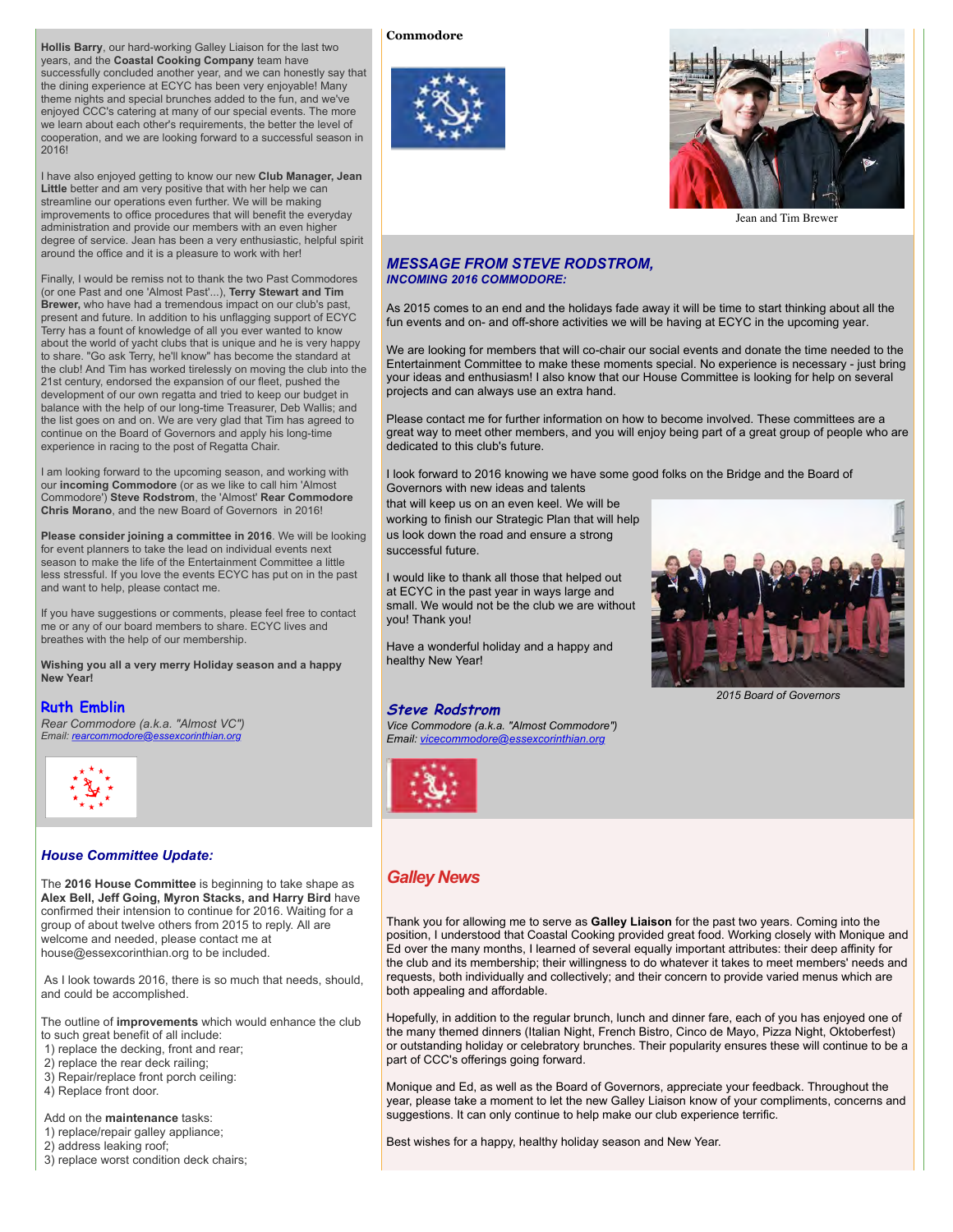**Hollis Barry**, our hard-working Galley Liaison for the last two years, and the **Coastal Cooking Company** team have successfully concluded another year, and we can honestly say that the dining experience at ECYC has been very enjoyable! Many theme nights and special brunches added to the fun, and we've enjoyed CCC's catering at many of our special events. The more we learn about each other's requirements, the better the level of cooperation, and we are looking forward to a successful season in 2016!

I have also enjoyed getting to know our new **Club Manager, Jean Little** better and am very positive that with her help we can streamline our operations even further. We will be making improvements to office procedures that will benefit the everyday administration and provide our members with an even higher degree of service. Jean has been a very enthusiastic, helpful spirit around the office and it is a pleasure to work with her!

Finally, I would be remiss not to thank the two Past Commodores (or one Past and one 'Almost Past'...), **Terry Stewart and Tim Brewer,** who have had a tremendous impact on our club's past, present and future. In addition to his unflagging support of ECYC Terry has a fount of knowledge of all you ever wanted to know about the world of yacht clubs that is unique and he is very happy to share. "Go ask Terry, he'll know" has become the standard at the club! And Tim has worked tirelessly on moving the club into the 21st century, endorsed the expansion of our fleet, pushed the development of our own regatta and tried to keep our budget in balance with the help of our long-time Treasurer, Deb Wallis; and the list goes on and on. We are very glad that Tim has agreed to continue on the Board of Governors and apply his long-time experience in racing to the post of Regatta Chair.

I am looking forward to the upcoming season, and working with our **incoming Commodore** (or as we like to call him 'Almost Commodore') **Steve Rodstrom**, the 'Almost' **Rear Commodore Chris Morano**, and the new Board of Governors in 2016!

**Please consider joining a committee in 2016**. We will be looking for event planners to take the lead on individual events next season to make the life of the Entertainment Committee a little less stressful. If you love the events ECYC has put on in the past and want to help, please contact me.

If you have suggestions or comments, please feel free to contact me or any of our board members to share. ECYC lives and breathes with the help of our membership.

**Wishing you all a very merry Holiday season and a happy New Year!**

**Ruth Emblin**
*Rear Commodore (a.k.a. "Almost VC")*
*Email: rearcommodore@essexcorinthian.org*

### Commodore

Jean and Tim Brewer

### *MESSAGE FROM STEVE RODSTROM, INCOMING 2016 COMMODORE:*

As 2015 comes to an end and the holidays fade away it will be time to start thinking about all the fun events and on- and off-shore activities we will be having at ECYC in the upcoming year.

We are looking for members that will co-chair our social events and donate the time needed to the Entertainment Committee to make these moments special. No experience is necessary - just bring your ideas and enthusiasm! I also know that our House Committee is looking for help on several projects and can always use an extra hand.

Please contact me for further information on how to become involved. These committees are a great way to meet other members, and you will enjoy being part of a great group of people who are dedicated to this club's future.

I look forward to 2016 knowing we have some good folks on the Bridge and the Board of Governors with new ideas and talents that will keep us on an even keel. We will be working to finish our Strategic Plan that will help us look down the road and ensure a strong successful future.

I would like to thank all those that helped out at ECYC in the past year in ways large and small. We would not be the club we are without you! Thank you!

Have a wonderful holiday and a happy and healthy New Year!

*2015 Board of Governors*

**Steve Rodstrom**
*Vice Commodore (a.k.a. "Almost Commodore")*
*Email: vicecommodore@essexcorinthian.org*

### *House Committee Update:*

The **2016 House Committee** is beginning to take shape as **Alex Bell, Jeff Going, Myron Stacks, and Harry Bird** have confirmed their intension to continue for 2016. Waiting for a group of about twelve others from 2015 to reply. All are welcome and needed, please contact me at house@essexcorinthian.org to be included.

As I look towards 2016, there is so much that needs, should, and could be accomplished.

The outline of **improvements** which would enhance the club to such great benefit of all include:

1) replace the decking, front and rear;
2) replace the rear deck railing;
3) Repair/replace front porch ceiling:
4) Replace front door.

Add on the **maintenance** tasks:

1) replace/repair galley appliance;
2) address leaking roof;
3) replace worst condition deck chairs;

### *Galley News*

Thank you for allowing me to serve as **Galley Liaison** for the past two years. Coming into the position, I understood that Coastal Cooking provided great food. Working closely with Monique and Ed over the many months, I learned of several equally important attributes: their deep affinity for the club and its membership; their willingness to do whatever it takes to meet members' needs and requests, both individually and collectively; and their concern to provide varied menus which are both appealing and affordable.

Hopefully, in addition to the regular brunch, lunch and dinner fare, each of you has enjoyed one of the many themed dinners (Italian Night, French Bistro, Cinco de Mayo, Pizza Night, Oktoberfest) or outstanding holiday or celebratory brunches. Their popularity ensures these will continue to be a part of CCC's offerings going forward.

Monique and Ed, as well as the Board of Governors, appreciate your feedback. Throughout the year, please take a moment to let the new Galley Liaison know of your compliments, concerns and suggestions. It can only continue to help make our club experience terrific.

Best wishes for a happy, healthy holiday season and New Year.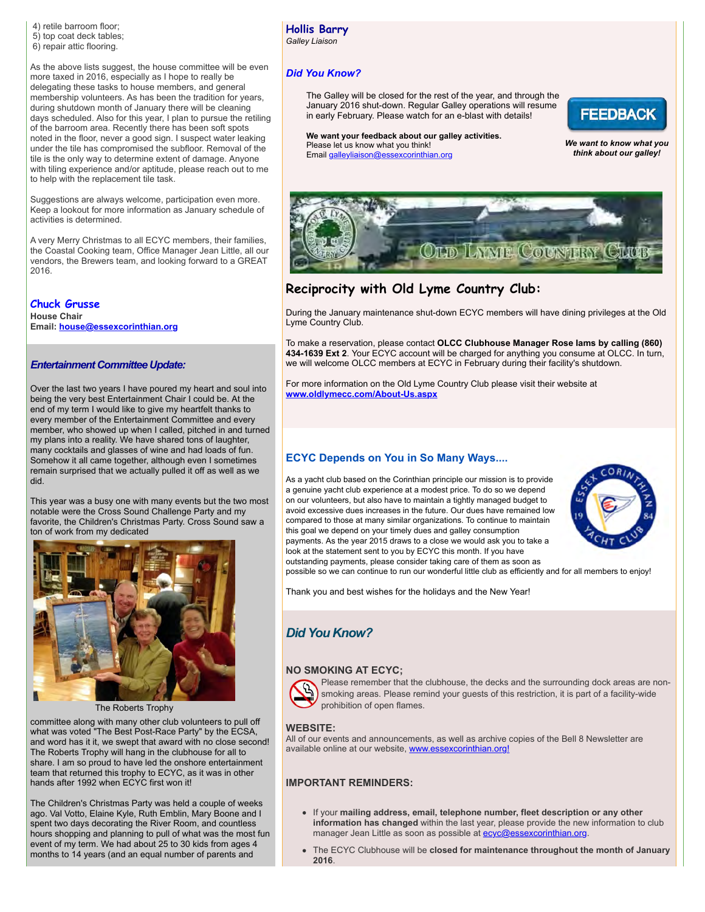4) retile barroom floor;
5) top coat deck tables;
6) repair attic flooring.

As the above lists suggest, the house committee will be even more taxed in 2016, especially as I hope to really be delegating these tasks to house members, and general membership volunteers. As has been the tradition for years, during shutdown month of January there will be cleaning days scheduled. Also for this year, I plan to pursue the retiling of the barroom area. Recently there has been soft spots noted in the floor, never a good sign. I suspect water leaking under the tile has compromised the subfloor. Removal of the tile is the only way to determine extent of damage. Anyone with tiling experience and/or aptitude, please reach out to me to help with the replacement tile task.

Suggestions are always welcome, participation even more. Keep a lookout for more information as January schedule of activities is determined.

A very Merry Christmas to all ECYC members, their families, the Coastal Cooking team, Office Manager Jean Little, all our vendors, the Brewers team, and looking forward to a GREAT 2016.

**Chuck Grusse**
**House Chair**
**Email: house@essexcorinthian.org**

### *Entertainment Committee Update:*

Over the last two years I have poured my heart and soul into being the very best Entertainment Chair I could be. At the end of my term I would like to give my heartfelt thanks to every member of the Entertainment Committee and every member, who showed up when I called, pitched in and turned my plans into a reality. We have shared tons of laughter, many cocktails and glasses of wine and had loads of fun. Somehow it all came together, although even I sometimes remain surprised that we actually pulled it off as well as we did.

This year was a busy one with many events but the two most notable were the Cross Sound Challenge Party and my favorite, the Children's Christmas Party. Cross Sound saw a ton of work from my dedicated

The Roberts Trophy

committee along with many other club volunteers to pull off what was voted "The Best Post-Race Party" by the ECSA, and word has it it, we swept that award with no close second! The Roberts Trophy will hang in the clubhouse for all to share. I am so proud to have led the onshore entertainment team that returned this trophy to ECYC, as it was in other hands after 1992 when ECYC first won it!

The Children's Christmas Party was held a couple of weeks ago. Val Votto, Elaine Kyle, Ruth Emblin, Mary Boone and I spent two days decorating the River Room, and countless hours shopping and planning to pull of what was the most fun event of my term. We had about 25 to 30 kids from ages 4 months to 14 years (and an equal number of parents and

**Hollis Barry**
*Galley Liaison*

### *Did You Know?*

The Galley will be closed for the rest of the year, and through the January 2016 shut-down. Regular Galley operations will resume in early February. Please watch for an e-blast with details!

**We want your feedback about our galley activities.**
Please let us know what you think!
Email galleyliaison@essexcorinthian.org

FEEDBACK

***We want to know what you think about our galley!***

## Reciprocity with Old Lyme Country Club:

During the January maintenance shut-down ECYC members will have dining privileges at the Old Lyme Country Club.

To make a reservation, please contact **OLCC Clubhouse Manager Rose Iams by calling (860) 434-1639 Ext 2**. Your ECYC account will be charged for anything you consume at OLCC. In turn, we will welcome OLCC members at ECYC in February during their facility's shutdown.

For more information on the Old Lyme Country Club please visit their website at **www.oldlymecc.com/About-Us.aspx**

### ECYC Depends on You in So Many Ways....

As a yacht club based on the Corinthian principle our mission is to provide a genuine yacht club experience at a modest price. To do so we depend on our volunteers, but also have to maintain a tightly managed budget to avoid excessive dues increases in the future. Our dues have remained low compared to those at many similar organizations. To continue to maintain this goal we depend on your timely dues and galley consumption payments. As the year 2015 draws to a close we would ask you to take a look at the statement sent to you by ECYC this month. If you have outstanding payments, please consider taking care of them as soon as possible so we can continue to run our wonderful little club as efficiently and for all members to enjoy!

Thank you and best wishes for the holidays and the New Year!

### *Did You Know?*

**NO SMOKING AT ECYC;**
Please remember that the clubhouse, the decks and the surrounding dock areas are non-smoking areas. Please remind your guests of this restriction, it is part of a facility-wide prohibition of open flames.

**WEBSITE:**
All of our events and announcements, as well as archive copies of the Bell 8 Newsletter are available online at our website, www.essexcorinthian.org!

**IMPORTANT REMINDERS:**

- If your **mailing address, email, telephone number, fleet description or any other information has changed** within the last year, please provide the new information to club manager Jean Little as soon as possible at ecyc@essexcorinthian.org.
- The ECYC Clubhouse will be **closed for maintenance throughout the month of January 2016**.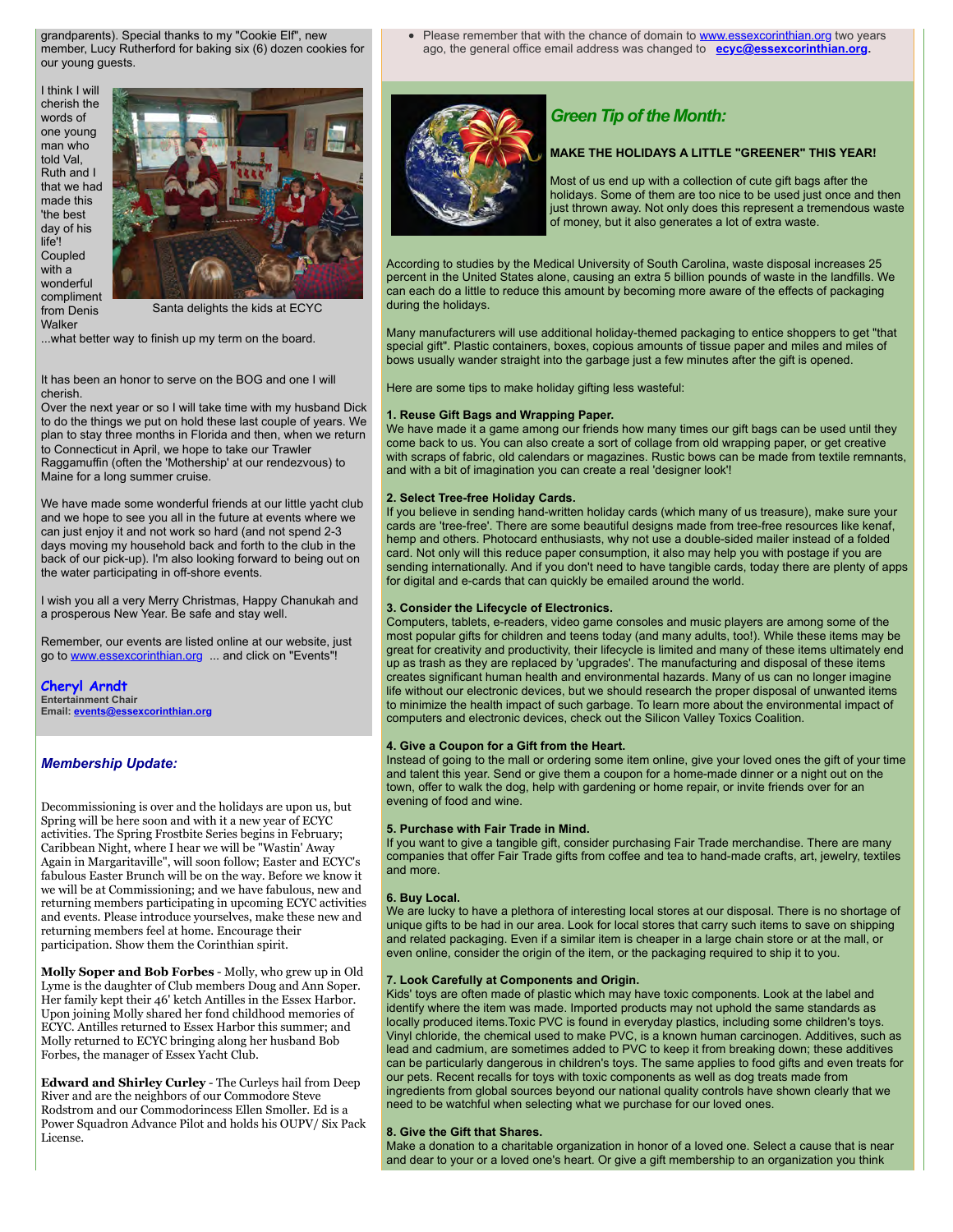grandparents). Special thanks to my "Cookie Elf", new member, Lucy Rutherford for baking six (6) dozen cookies for our young guests.

I think I will cherish the words of one young man who told Val, Ruth and I that we had made this 'the best day of his life'! Coupled with a wonderful compliment from Denis Walker ...what better way to finish up my term on the board.

Santa delights the kids at ECYC

It has been an honor to serve on the BOG and one I will cherish.
Over the next year or so I will take time with my husband Dick to do the things we put on hold these last couple of years. We plan to stay three months in Florida and then, when we return to Connecticut in April, we hope to take our Trawler Raggamuffin (often the 'Mothership' at our rendezvous) to Maine for a long summer cruise.

We have made some wonderful friends at our little yacht club and we hope to see you all in the future at events where we can just enjoy it and not work so hard (and not spend 2-3 days moving my household back and forth to the club in the back of our pick-up). I'm also looking forward to being out on the water participating in off-shore events.

I wish you all a very Merry Christmas, Happy Chanukah and a prosperous New Year. Be safe and stay well.

Remember, our events are listed online at our website, just go to www.essexcorinthian.org ... and click on "Events"!

**Cheryl Arndt**
**Entertainment Chair**
**Email: events@essexcorinthian.org**

### *Membership Update:*

Decommissioning is over and the holidays are upon us, but Spring will be here soon and with it a new year of ECYC activities. The Spring Frostbite Series begins in February; Caribbean Night, where I hear we will be "Wastin' Away Again in Margaritaville", will soon follow; Easter and ECYC's fabulous Easter Brunch will be on the way. Before we know it we will be at Commissioning; and we have fabulous, new and returning members participating in upcoming ECYC activities and events. Please introduce yourselves, make these new and returning members feel at home. Encourage their participation. Show them the Corinthian spirit.

**Molly Soper and Bob Forbes** - Molly, who grew up in Old Lyme is the daughter of Club members Doug and Ann Soper. Her family kept their 46' ketch Antilles in the Essex Harbor. Upon joining Molly shared her fond childhood memories of ECYC. Antilles returned to Essex Harbor this summer; and Molly returned to ECYC bringing along her husband Bob Forbes, the manager of Essex Yacht Club.

**Edward and Shirley Curley** - The Curleys hail from Deep River and are the neighbors of our Commodore Steve Rodstrom and our Commodorincess Ellen Smoller. Ed is a Power Squadron Advance Pilot and holds his OUPV/ Six Pack License.

- Please remember that with the chance of domain to www.essexcorinthian.org two years ago, the general office email address was changed to **ecyc@essexcorinthian.org.**

## *Green Tip of the Month:*

**MAKE THE HOLIDAYS A LITTLE "GREENER" THIS YEAR!**

Most of us end up with a collection of cute gift bags after the holidays. Some of them are too nice to be used just once and then just thrown away. Not only does this represent a tremendous waste of money, but it also generates a lot of extra waste.

According to studies by the Medical University of South Carolina, waste disposal increases 25 percent in the United States alone, causing an extra 5 billion pounds of waste in the landfills. We can each do a little to reduce this amount by becoming more aware of the effects of packaging during the holidays.

Many manufacturers will use additional holiday-themed packaging to entice shoppers to get "that special gift". Plastic containers, boxes, copious amounts of tissue paper and miles and miles of bows usually wander straight into the garbage just a few minutes after the gift is opened.

Here are some tips to make holiday gifting less wasteful:

**1. Reuse Gift Bags and Wrapping Paper.**
We have made it a game among our friends how many times our gift bags can be used until they come back to us. You can also create a sort of collage from old wrapping paper, or get creative with scraps of fabric, old calendars or magazines. Rustic bows can be made from textile remnants, and with a bit of imagination you can create a real 'designer look'!

**2. Select Tree-free Holiday Cards.**
If you believe in sending hand-written holiday cards (which many of us treasure), make sure your cards are 'tree-free'. There are some beautiful designs made from tree-free resources like kenaf, hemp and others. Postcard enthusiasts, why not use a double-sided mailer instead of a folded card. Not only will this reduce paper consumption, it also may help you with postage if you are sending internationally. And if you don't need to have tangible cards, today there are plenty of apps for digital and e-cards that can quickly be emailed around the world.

**3. Consider the Lifecycle of Electronics.**
Computers, tablets, e-readers, video game consoles and music players are among some of the most popular gifts for children and teens today (and many adults, too!). While these items may be great for creativity and productivity, their lifecycle is limited and many of these items ultimately end up as trash as they are replaced by 'upgrades'. The manufacturing and disposal of these items creates significant human health and environmental hazards. Many of us can no longer imagine life without our electronic devices, but we should research the proper disposal of unwanted items to minimize the health impact of such garbage. To learn more about the environmental impact of computers and electronic devices, check out the Silicon Valley Toxics Coalition.

**4. Give a Coupon for a Gift from the Heart.**
Instead of going to the mall or ordering some item online, give your loved ones the gift of your time and talent this year. Send or give them a coupon for a home-made dinner or a night out on the town, offer to walk the dog, help with gardening or home repair, or invite friends over for an evening of food and wine.

**5. Purchase with Fair Trade in Mind.**
If you want to give a tangible gift, consider purchasing Fair Trade merchandise. There are many companies that offer Fair Trade gifts from coffee and tea to hand-made crafts, art, jewelry, textiles and more.

**6. Buy Local.**
We are lucky to have a plethora of interesting local stores at our disposal. There is no shortage of unique gifts to be had in our area. Look for local stores that carry such items to save on shipping and related packaging. Even if a similar item is cheaper in a large chain store or at the mall, or even online, consider the origin of the item, or the packaging required to ship it to you.

**7. Look Carefully at Components and Origin.**
Kids' toys are often made of plastic which may have toxic components. Look at the label and identify where the item was made. Imported products may not uphold the same standards as locally produced items.Toxic PVC is found in everyday plastics, including some children's toys. Vinyl chloride, the chemical used to make PVC, is a known human carcinogen. Additives, such as lead and cadmium, are sometimes added to PVC to keep it from breaking down; these additives can be particularly dangerous in children's toys. The same applies to food gifts and even treats for our pets. Recent recalls for toys with toxic components as well as dog treats made from ingredients from global sources beyond our national quality controls have shown clearly that we need to be watchful when selecting what we purchase for our loved ones.

**8. Give the Gift that Shares.**
Make a donation to a charitable organization in honor of a loved one. Select a cause that is near and dear to your or a loved one's heart. Or give a gift membership to an organization you think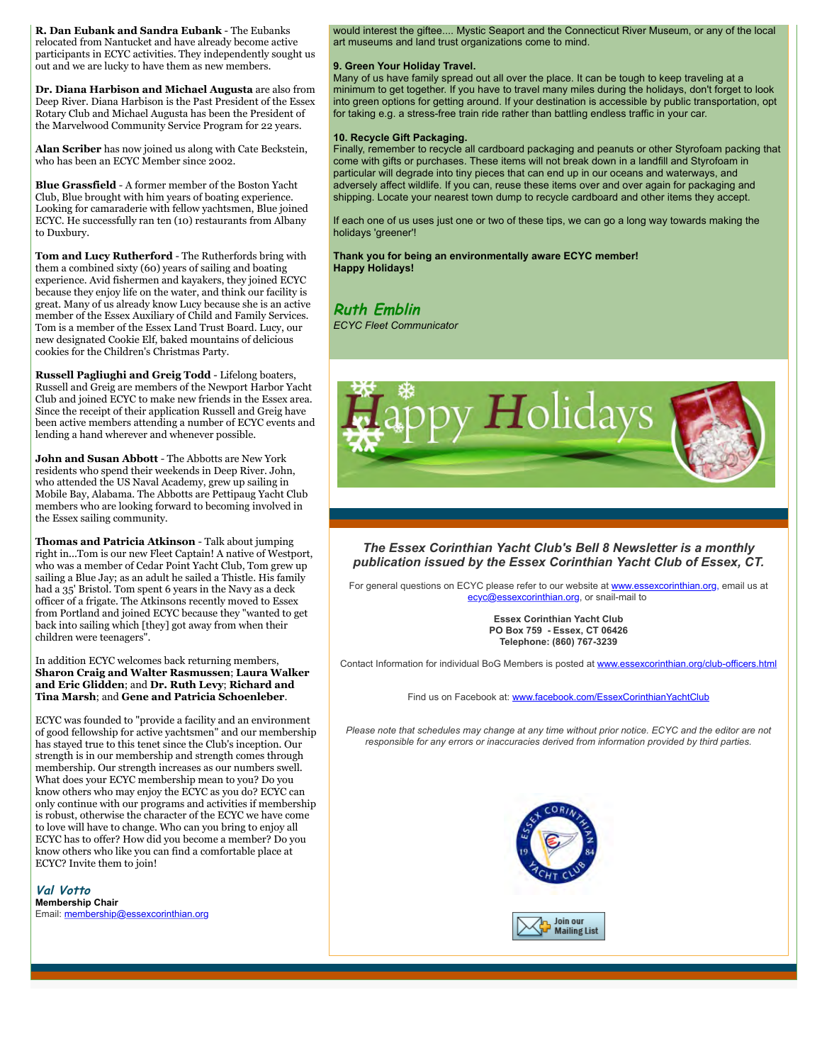**R. Dan Eubank and Sandra Eubank** - The Eubanks relocated from Nantucket and have already become active participants in ECYC activities. They independently sought us out and we are lucky to have them as new members.

**Dr. Diana Harbison and Michael Augusta** are also from Deep River. Diana Harbison is the Past President of the Essex Rotary Club and Michael Augusta has been the President of the Marvelwood Community Service Program for 22 years.

**Alan Scriber** has now joined us along with Cate Beckstein, who has been an ECYC Member since 2002.

**Blue Grassfield** - A former member of the Boston Yacht Club, Blue brought with him years of boating experience. Looking for camaraderie with fellow yachtsmen, Blue joined ECYC. He successfully ran ten (10) restaurants from Albany to Duxbury.

**Tom and Lucy Rutherford** - The Rutherfords bring with them a combined sixty (60) years of sailing and boating experience. Avid fishermen and kayakers, they joined ECYC because they enjoy life on the water, and think our facility is great. Many of us already know Lucy because she is an active member of the Essex Auxiliary of Child and Family Services. Tom is a member of the Essex Land Trust Board. Lucy, our new designated Cookie Elf, baked mountains of delicious cookies for the Children's Christmas Party.

**Russell Pagliughi and Greig Todd** - Lifelong boaters, Russell and Greig are members of the Newport Harbor Yacht Club and joined ECYC to make new friends in the Essex area. Since the receipt of their application Russell and Greig have been active members attending a number of ECYC events and lending a hand wherever and whenever possible.

**John and Susan Abbott** - The Abbotts are New York residents who spend their weekends in Deep River. John, who attended the US Naval Academy, grew up sailing in Mobile Bay, Alabama. The Abbotts are Pettipaug Yacht Club members who are looking forward to becoming involved in the Essex sailing community.

**Thomas and Patricia Atkinson** - Talk about jumping right in...Tom is our new Fleet Captain! A native of Westport, who was a member of Cedar Point Yacht Club, Tom grew up sailing a Blue Jay; as an adult he sailed a Thistle. His family had a 35' Bristol. Tom spent 6 years in the Navy as a deck officer of a frigate. The Atkinsons recently moved to Essex from Portland and joined ECYC because they "wanted to get back into sailing which [they] got away from when their children were teenagers".

In addition ECYC welcomes back returning members, **Sharon Craig and Walter Rasmussen**; **Laura Walker and Eric Glidden**; and **Dr. Ruth Levy**; **Richard and Tina Marsh**; and **Gene and Patricia Schoenleber**.

ECYC was founded to "provide a facility and an environment of good fellowship for active yachtsmen" and our membership has stayed true to this tenet since the Club's inception. Our strength is in our membership and strength comes through membership. Our strength increases as our numbers swell. What does your ECYC membership mean to you? Do you know others who may enjoy the ECYC as you do? ECYC can only continue with our programs and activities if membership is robust, otherwise the character of the ECYC we have come to love will have to change. Who can you bring to enjoy all ECYC has to offer? How did you become a member? Do you know others who like you can find a comfortable place at ECYC? Invite them to join!

*Val Votto*
**Membership Chair**
Email: membership@essexcorinthian.org

would interest the giftee.... Mystic Seaport and the Connecticut River Museum, or any of the local art museums and land trust organizations come to mind.

**9. Green Your Holiday Travel.**
Many of us have family spread out all over the place. It can be tough to keep traveling at a minimum to get together. If you have to travel many miles during the holidays, don't forget to look into green options for getting around. If your destination is accessible by public transportation, opt for taking e.g. a stress-free train ride rather than battling endless traffic in your car.

**10. Recycle Gift Packaging.**
Finally, remember to recycle all cardboard packaging and peanuts or other Styrofoam packing that come with gifts or purchases. These items will not break down in a landfill and Styrofoam in particular will degrade into tiny pieces that can end up in our oceans and waterways, and adversely affect wildlife. If you can, reuse these items over and over again for packaging and shipping. Locate your nearest town dump to recycle cardboard and other items they accept.

If each one of us uses just one or two of these tips, we can go a long way towards making the holidays 'greener'!

**Thank you for being an environmentally aware ECYC member!**
**Happy Holidays!**

*Ruth Emblin*
*ECYC Fleet Communicator*

Happy Holidays

***The Essex Corinthian Yacht Club's Bell 8 Newsletter is a monthly publication issued by the Essex Corinthian Yacht Club of Essex, CT.***

For general questions on ECYC please refer to our website at www.essexcorinthian.org, email us at ecyc@essexcorinthian.org, or snail-mail to

**Essex Corinthian Yacht Club**
**PO Box 759 - Essex, CT 06426**
**Telephone: (860) 767-3239**

Contact Information for individual BoG Members is posted at www.essexcorinthian.org/club-officers.html

Find us on Facebook at: www.facebook.com/EssexCorinthianYachtClub

*Please note that schedules may change at any time without prior notice. ECYC and the editor are not responsible for any errors or inaccuracies derived from information provided by third parties.*

Join our Mailing List